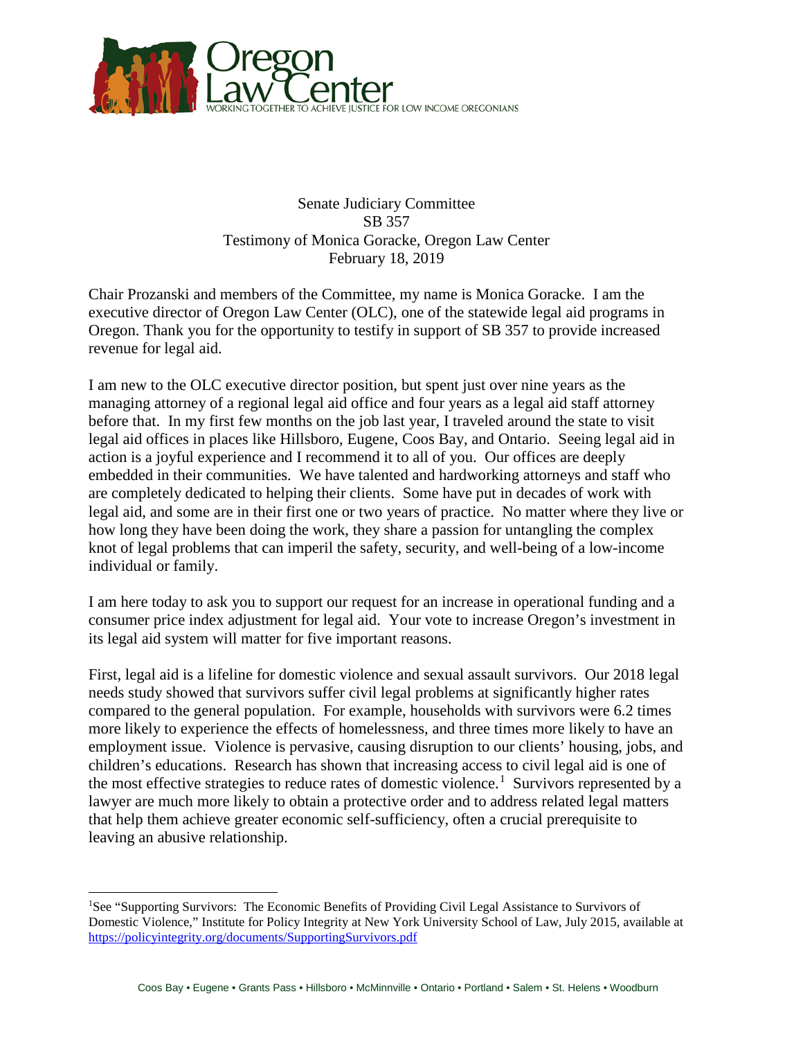Oregon Law Center

WORKING TOGETHER TO ACHIEVE JUSTICE FOR LOW INCOME OREGONIANS

Senate Judiciary Committee
SB 357
Testimony of Monica Goracke, Oregon Law Center
February 18, 2019

Chair Prozanski and members of the Committee, my name is Monica Goracke. I am the executive director of Oregon Law Center (OLC), one of the statewide legal aid programs in Oregon. Thank you for the opportunity to testify in support of SB 357 to provide increased revenue for legal aid.

I am new to the OLC executive director position, but spent just over nine years as the managing attorney of a regional legal aid office and four years as a legal aid staff attorney before that. In my first few months on the job last year, I traveled around the state to visit legal aid offices in places like Hillsboro, Eugene, Coos Bay, and Ontario. Seeing legal aid in action is a joyful experience and I recommend it to all of you. Our offices are deeply embedded in their communities. We have talented and hardworking attorneys and staff who are completely dedicated to helping their clients. Some have put in decades of work with legal aid, and some are in their first one or two years of practice. No matter where they live or how long they have been doing the work, they share a passion for untangling the complex knot of legal problems that can imperil the safety, security, and well-being of a low-income individual or family.

I am here today to ask you to support our request for an increase in operational funding and a consumer price index adjustment for legal aid. Your vote to increase Oregon's investment in its legal aid system will matter for five important reasons.

First, legal aid is a lifeline for domestic violence and sexual assault survivors. Our 2018 legal needs study showed that survivors suffer civil legal problems at significantly higher rates compared to the general population. For example, households with survivors were 6.2 times more likely to experience the effects of homelessness, and three times more likely to have an employment issue. Violence is pervasive, causing disruption to our clients' housing, jobs, and children's educations. Research has shown that increasing access to civil legal aid is one of the most effective strategies to reduce rates of domestic violence.[1] Survivors represented by a lawyer are much more likely to obtain a protective order and to address related legal matters that help them achieve greater economic self-sufficiency, often a crucial prerequisite to leaving an abusive relationship.

[1] See "Supporting Survivors: The Economic Benefits of Providing Civil Legal Assistance to Survivors of Domestic Violence," Institute for Policy Integrity at New York University School of Law, July 2015, available at https://policyintegrity.org/documents/SupportingSurvivors.pdf

Coos Bay • Eugene • Grants Pass • Hillsboro • McMinnville • Ontario • Portland • Salem • St. Helens • Woodburn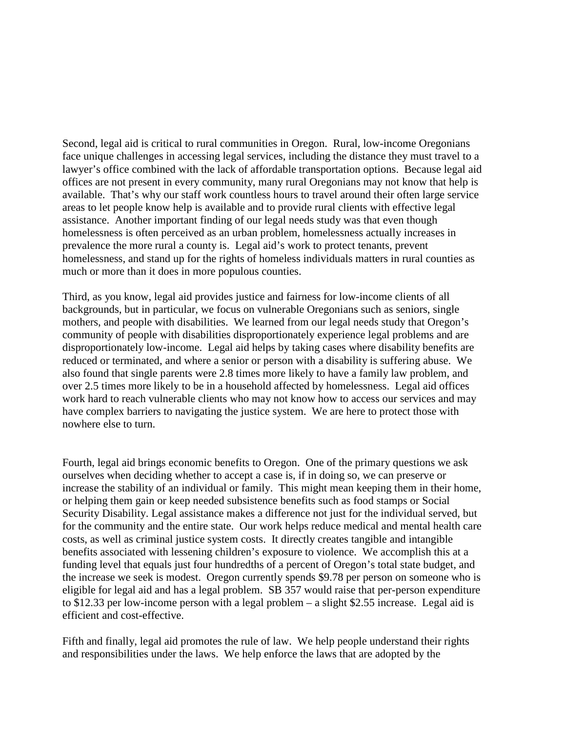Second, legal aid is critical to rural communities in Oregon. Rural, low-income Oregonians face unique challenges in accessing legal services, including the distance they must travel to a lawyer's office combined with the lack of affordable transportation options. Because legal aid offices are not present in every community, many rural Oregonians may not know that help is available. That's why our staff work countless hours to travel around their often large service areas to let people know help is available and to provide rural clients with effective legal assistance. Another important finding of our legal needs study was that even though homelessness is often perceived as an urban problem, homelessness actually increases in prevalence the more rural a county is. Legal aid's work to protect tenants, prevent homelessness, and stand up for the rights of homeless individuals matters in rural counties as much or more than it does in more populous counties.

Third, as you know, legal aid provides justice and fairness for low-income clients of all backgrounds, but in particular, we focus on vulnerable Oregonians such as seniors, single mothers, and people with disabilities. We learned from our legal needs study that Oregon's community of people with disabilities disproportionately experience legal problems and are disproportionately low-income. Legal aid helps by taking cases where disability benefits are reduced or terminated, and where a senior or person with a disability is suffering abuse. We also found that single parents were 2.8 times more likely to have a family law problem, and over 2.5 times more likely to be in a household affected by homelessness. Legal aid offices work hard to reach vulnerable clients who may not know how to access our services and may have complex barriers to navigating the justice system. We are here to protect those with nowhere else to turn.

Fourth, legal aid brings economic benefits to Oregon. One of the primary questions we ask ourselves when deciding whether to accept a case is, if in doing so, we can preserve or increase the stability of an individual or family. This might mean keeping them in their home, or helping them gain or keep needed subsistence benefits such as food stamps or Social Security Disability. Legal assistance makes a difference not just for the individual served, but for the community and the entire state. Our work helps reduce medical and mental health care costs, as well as criminal justice system costs. It directly creates tangible and intangible benefits associated with lessening children's exposure to violence. We accomplish this at a funding level that equals just four hundredths of a percent of Oregon's total state budget, and the increase we seek is modest. Oregon currently spends $9.78 per person on someone who is eligible for legal aid and has a legal problem. SB 357 would raise that per-person expenditure to $12.33 per low-income person with a legal problem – a slight $2.55 increase. Legal aid is efficient and cost-effective.

Fifth and finally, legal aid promotes the rule of law. We help people understand their rights and responsibilities under the laws. We help enforce the laws that are adopted by the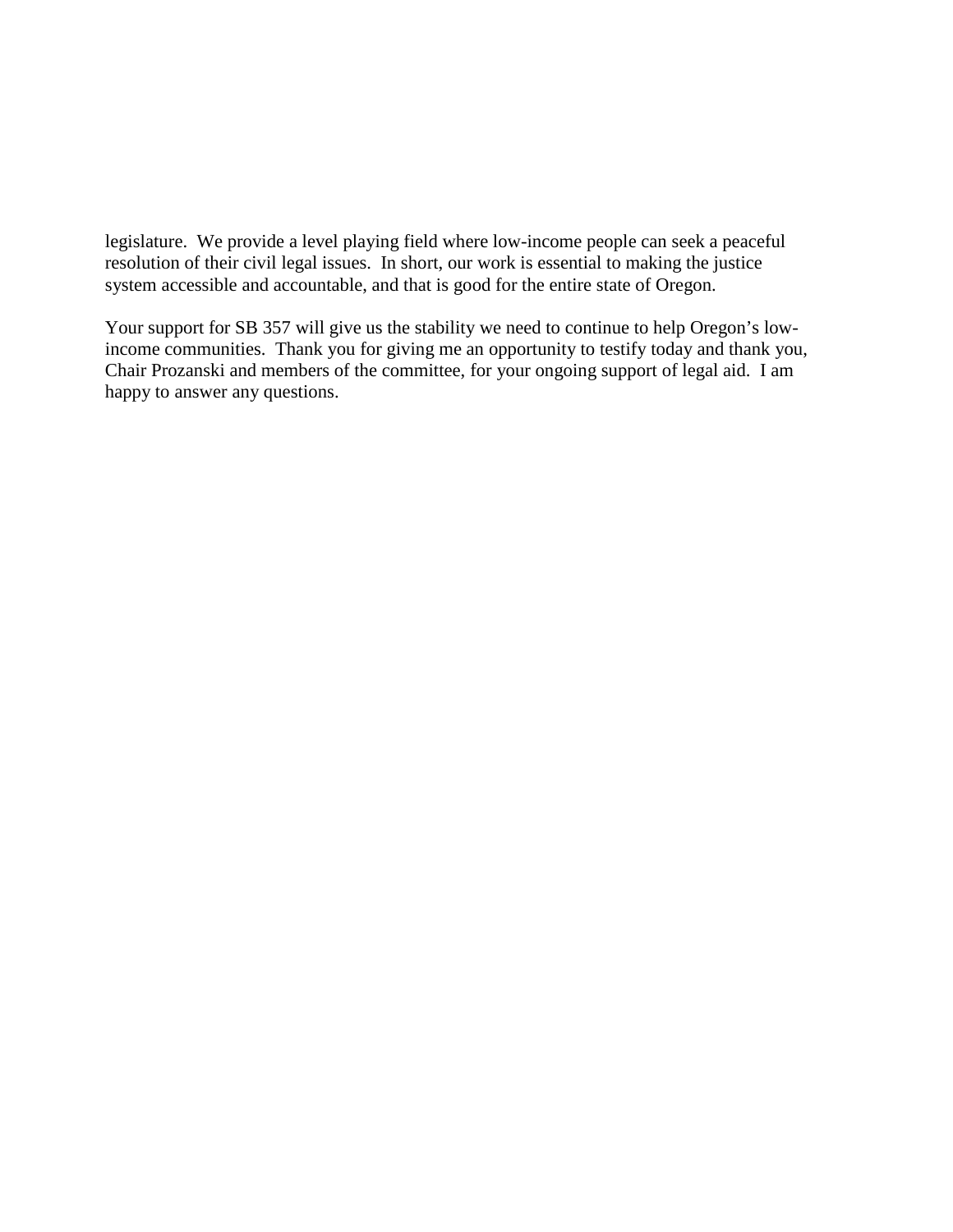legislature. We provide a level playing field where low-income people can seek a peaceful resolution of their civil legal issues. In short, our work is essential to making the justice system accessible and accountable, and that is good for the entire state of Oregon.

Your support for SB 357 will give us the stability we need to continue to help Oregon's low-income communities. Thank you for giving me an opportunity to testify today and thank you, Chair Prozanski and members of the committee, for your ongoing support of legal aid. I am happy to answer any questions.